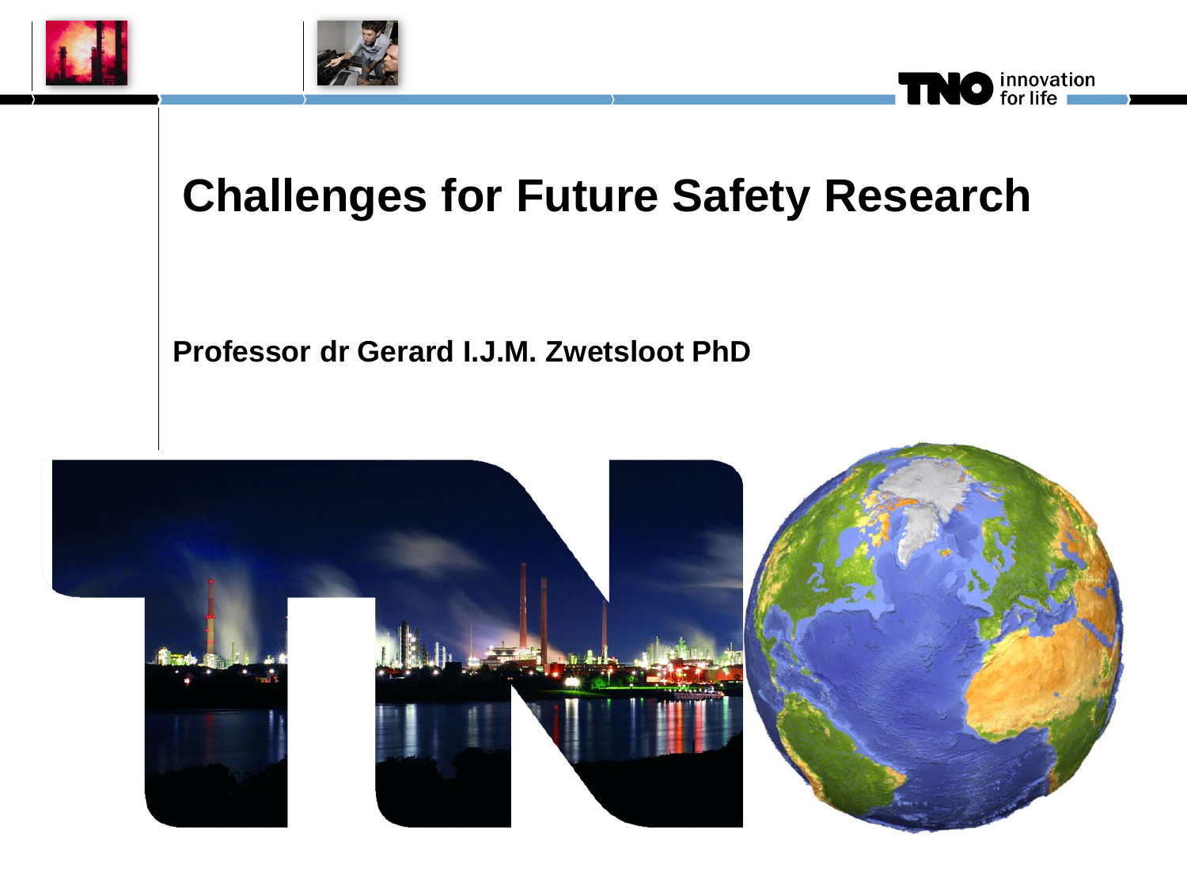# Challenges for Future Safety Research

**Professor dr Gerard I.J.M. Zwetsloot PhD**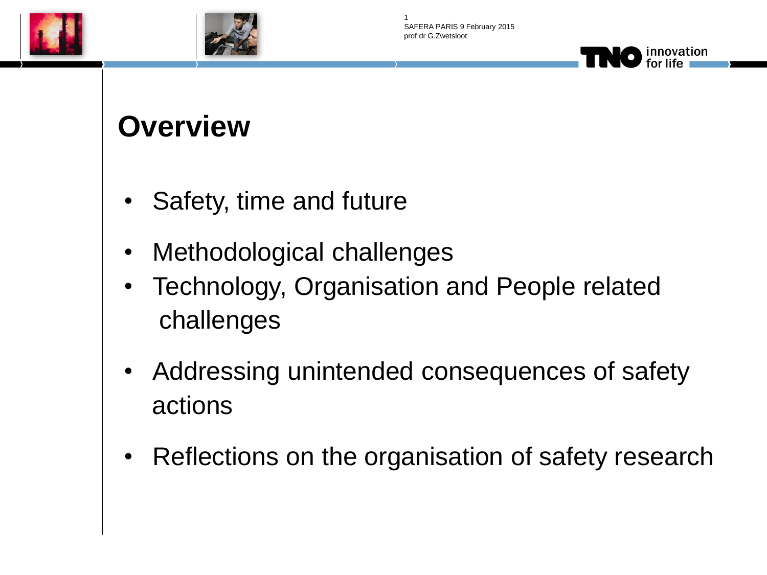# Overview

- Safety, time and future
- Methodological challenges
- Technology, Organisation and People related challenges
- Addressing unintended consequences of safety actions
- Reflections on the organisation of safety research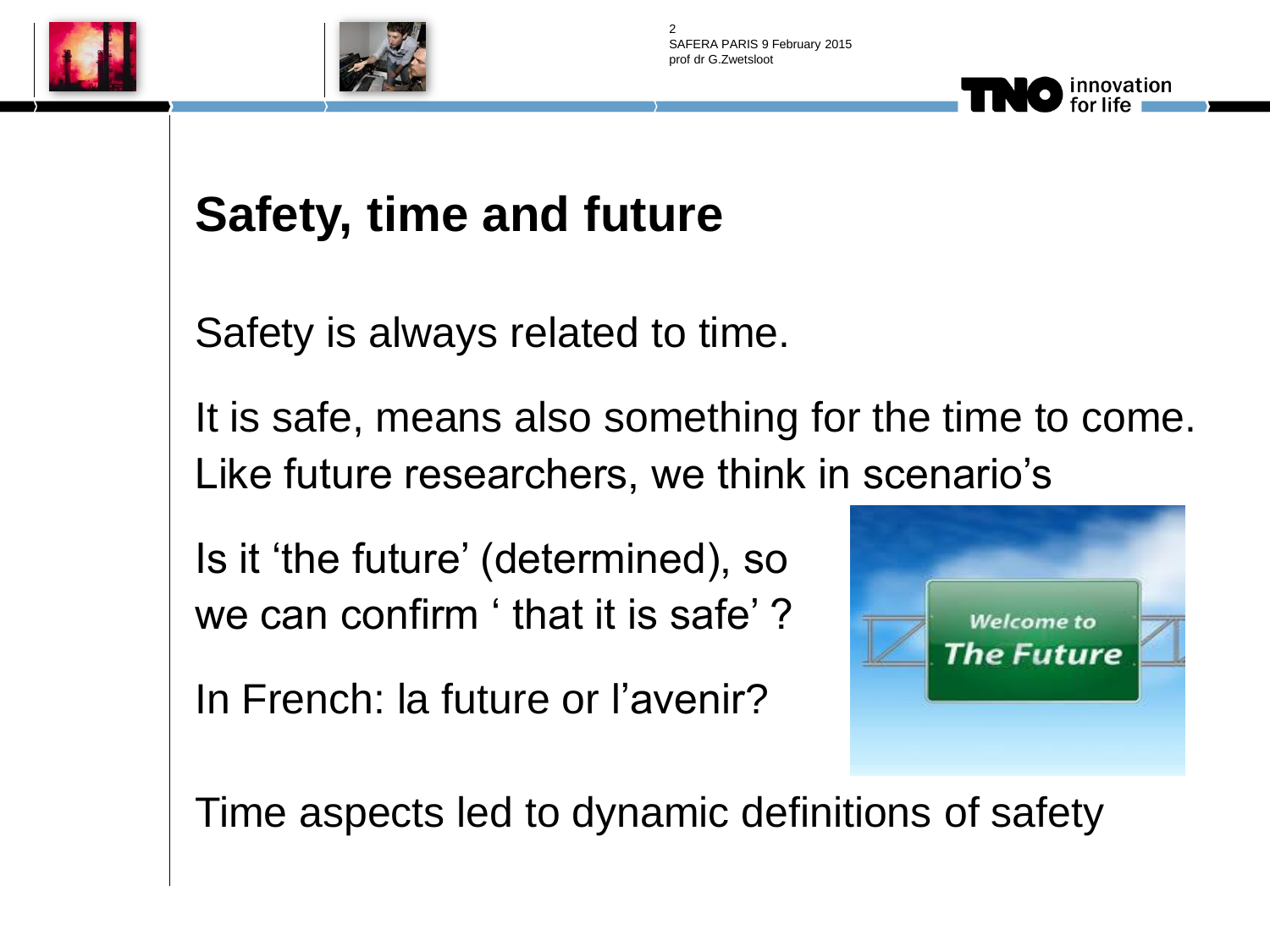# Safety, time and future

Safety is always related to time.

It is safe, means also something for the time to come. Like future researchers, we think in scenario's

Is it 'the future' (determined), so we can confirm ' that it is safe' ?

In French: la future or l'avenir?

Time aspects led to dynamic definitions of safety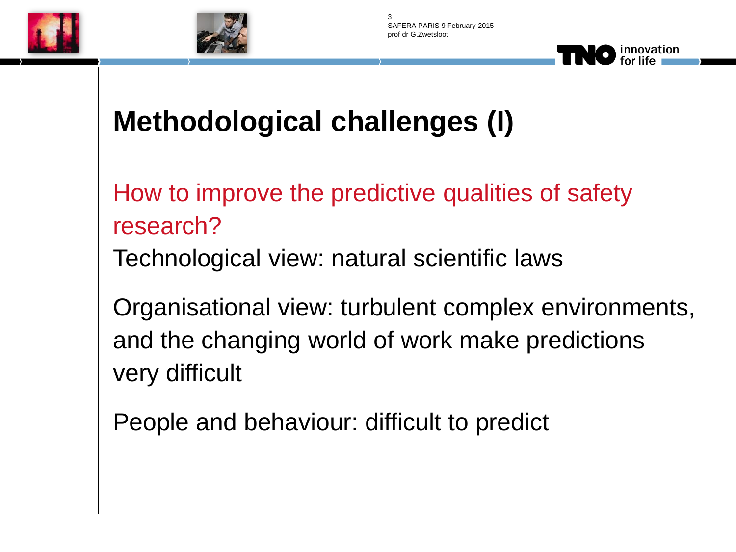# Methodological challenges (I)

How to improve the predictive qualities of safety research?

Technological view: natural scientific laws

Organisational view: turbulent complex environments, and the changing world of work make predictions very difficult

People and behaviour: difficult to predict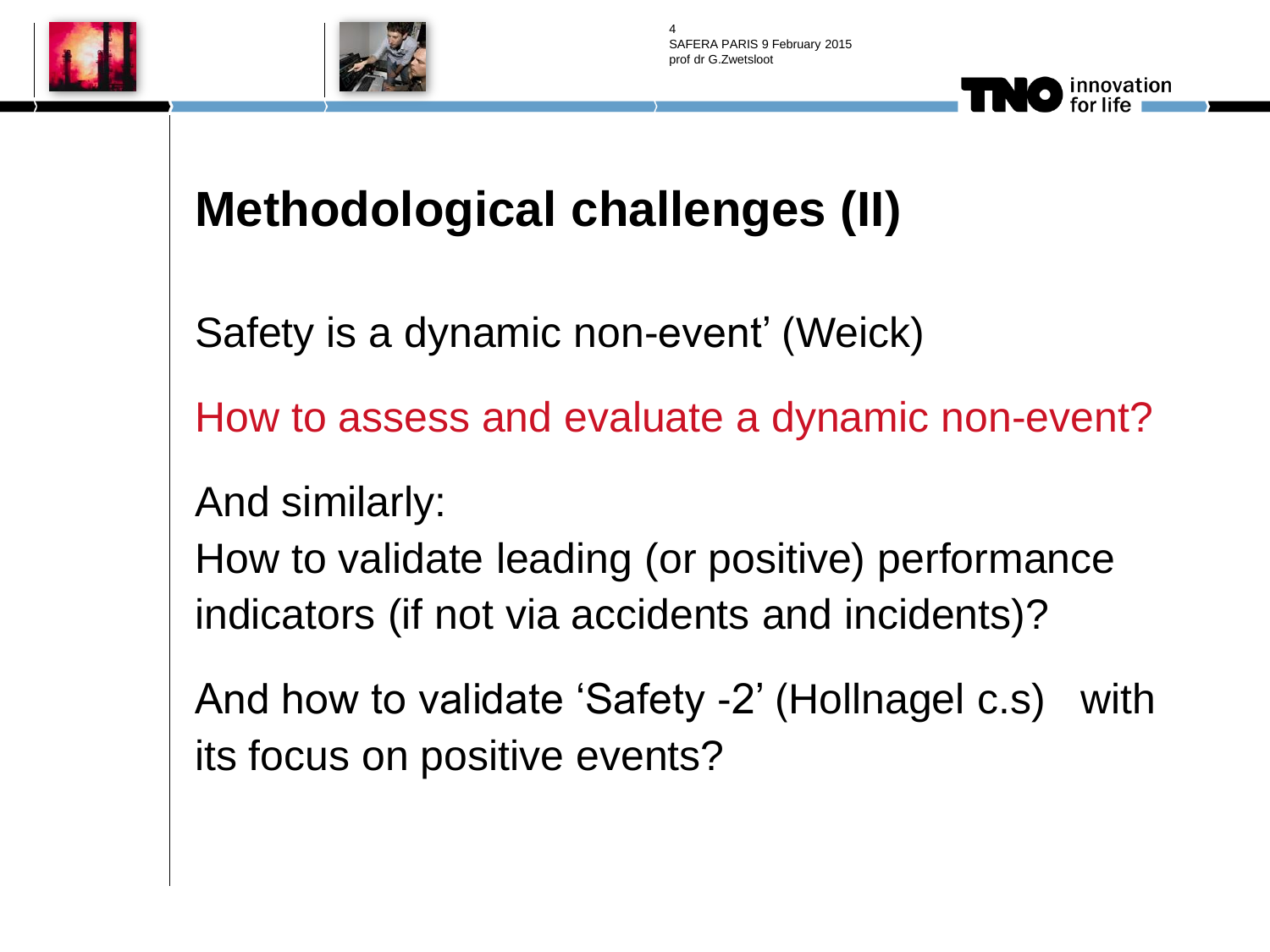# Methodological challenges (II)

Safety is a dynamic non-event' (Weick)

How to assess and evaluate a dynamic non-event?

And similarly:
How to validate leading (or positive) performance indicators (if not via accidents and incidents)?

And how to validate 'Safety -2' (Hollnagel c.s) with its focus on positive events?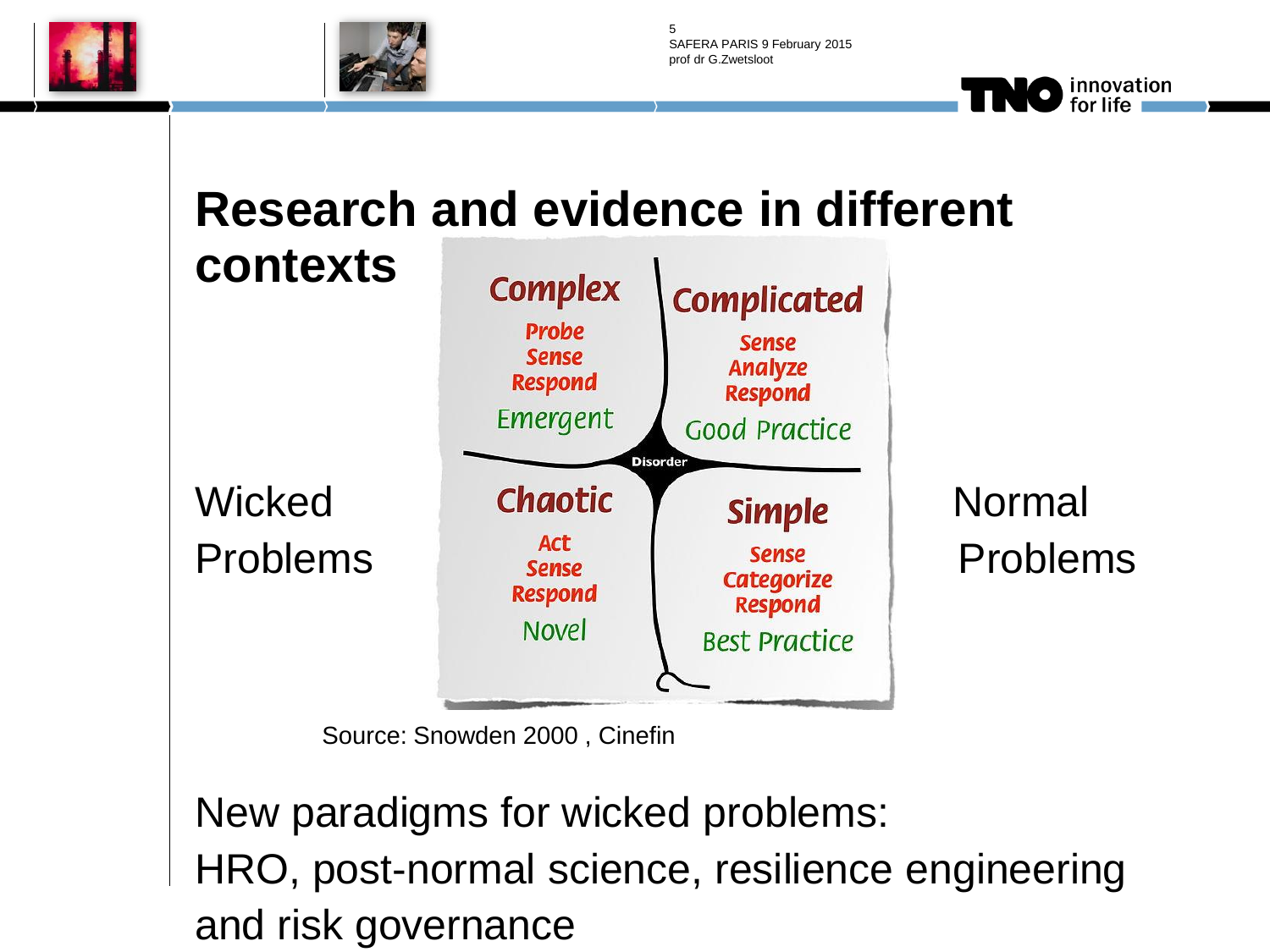# Research and evidence in different contexts

| Complex | Complicated |
|---|---|
| Probe | Sense |
| Sense | Analyze |
| Respond | Respond |
| Emergent | Good Practice |
| **Chaotic** | **Simple** |
| Act | Sense |
| Sense | Categorize |
| Respond | Respond |
| Novel | Best Practice |

Disorder

Wicked Problems

Normal Problems

Source: Snowden 2000 , Cinefin

New paradigms for wicked problems:
HRO, post-normal science, resilience engineering and risk governance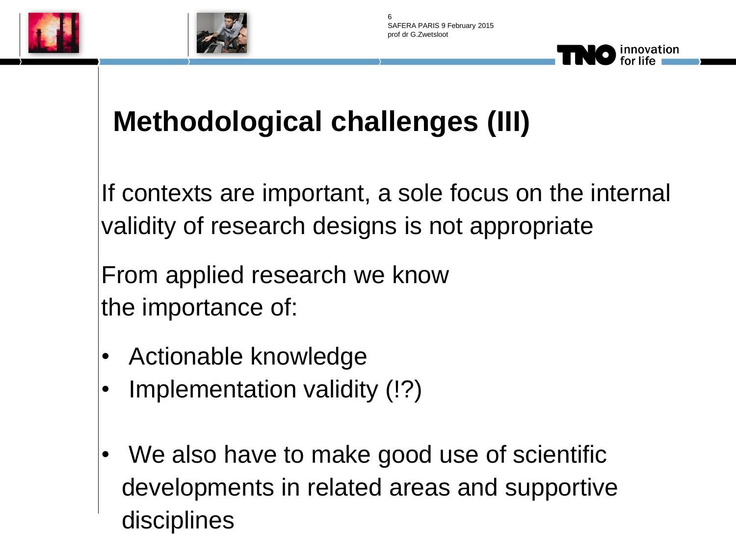# Methodological challenges (III)

If contexts are important, a sole focus on the internal validity of research designs is not appropriate

From applied research we know the importance of:

- Actionable knowledge
- Implementation validity (!?)

- We also have to make good use of scientific developments in related areas and supportive disciplines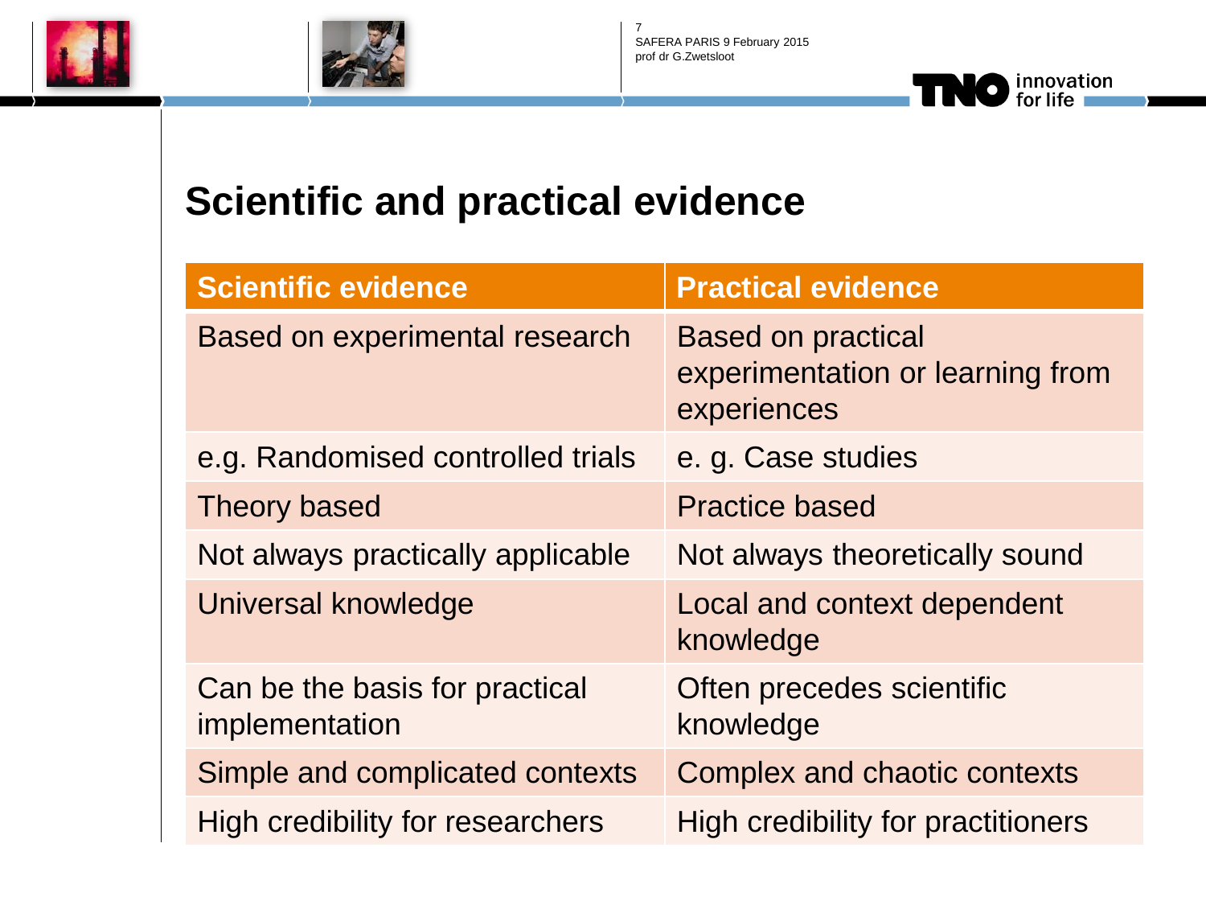# Scientific and practical evidence

| Scientific evidence | Practical evidence |
|---|---|
| Based on experimental research | Based on practical experimentation or learning from experiences |
| e.g. Randomised controlled trials | e. g. Case studies |
| Theory based | Practice based |
| Not always practically applicable | Not always theoretically sound |
| Universal knowledge | Local and context dependent knowledge |
| Can be the basis for practical implementation | Often precedes scientific knowledge |
| Simple and complicated contexts | Complex and chaotic contexts |
| High credibility for researchers | High credibility for practitioners |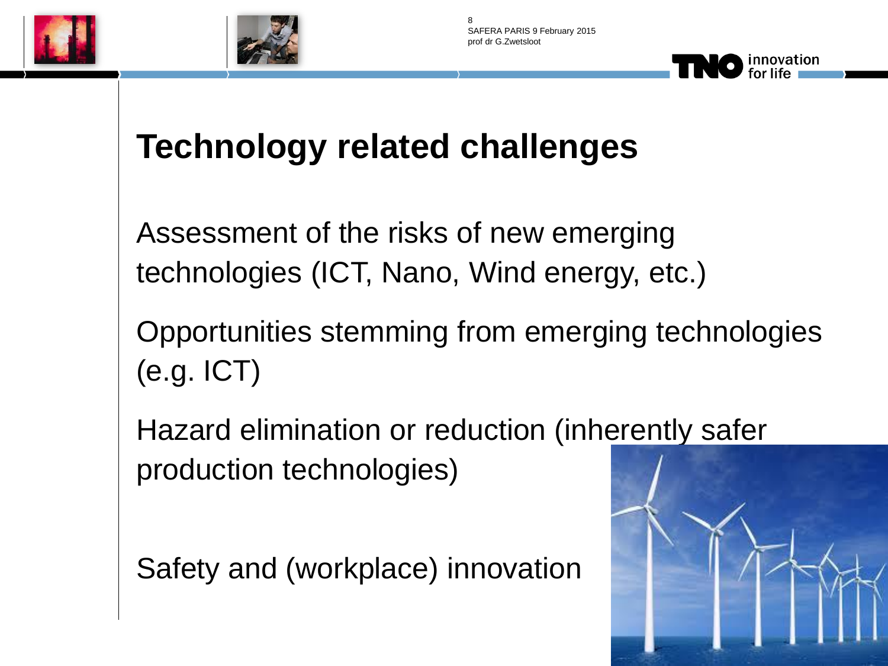# Technology related challenges

Assessment of the risks of new emerging technologies (ICT, Nano, Wind energy, etc.)

Opportunities stemming from emerging technologies (e.g. ICT)

Hazard elimination or reduction (inherently safer production technologies)

Safety and (workplace) innovation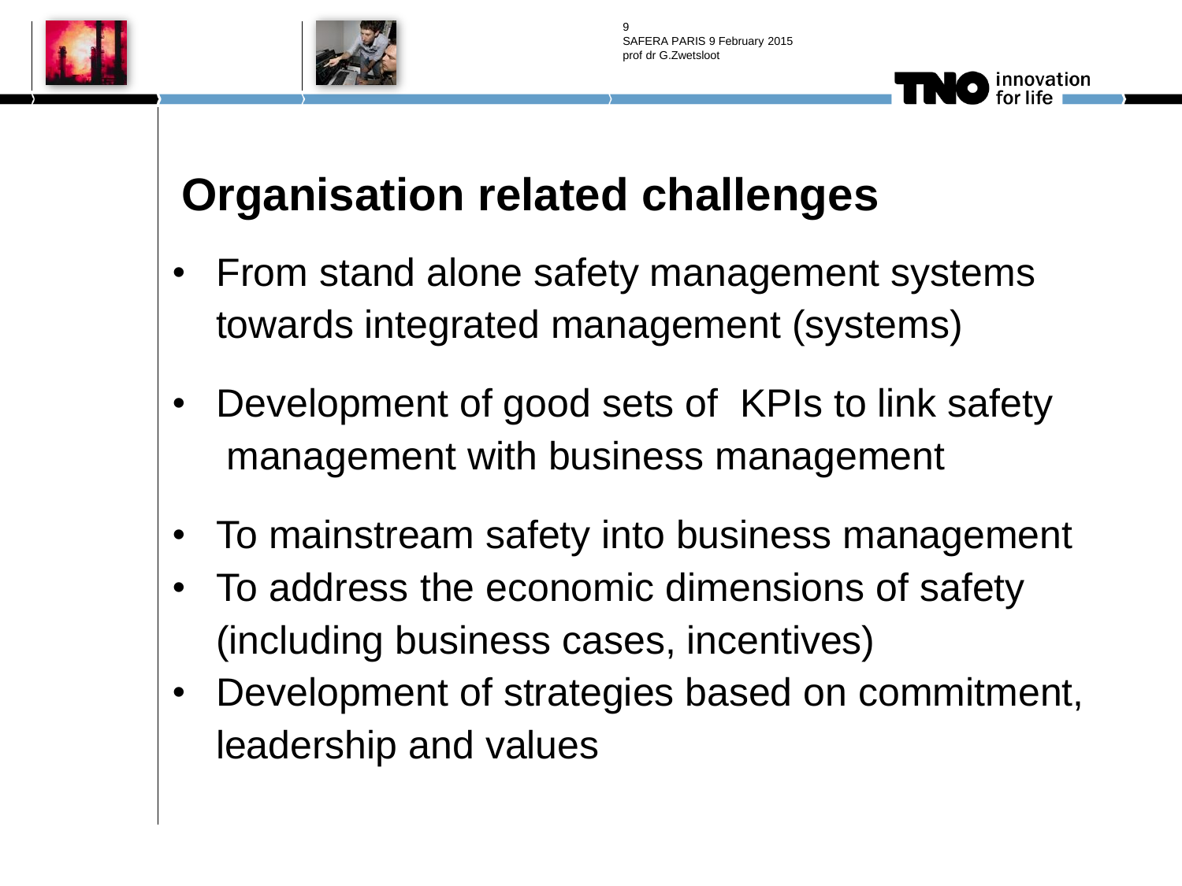# Organisation related challenges

- From stand alone safety management systems towards integrated management (systems)
- Development of good sets of KPIs to link safety management with business management
- To mainstream safety into business management
- To address the economic dimensions of safety (including business cases, incentives)
- Development of strategies based on commitment, leadership and values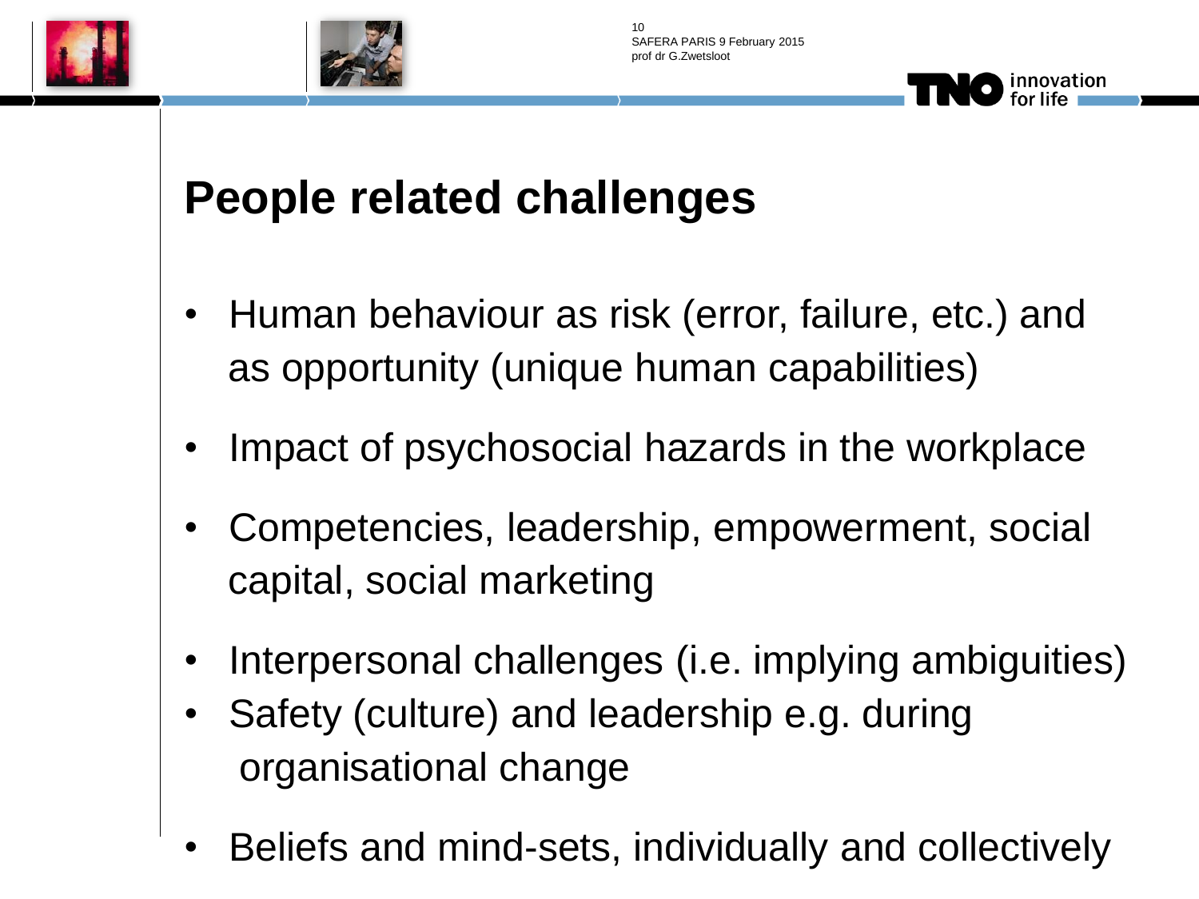# People related challenges

- Human behaviour as risk (error, failure, etc.) and as opportunity (unique human capabilities)
- Impact of psychosocial hazards in the workplace
- Competencies, leadership, empowerment, social capital, social marketing
- Interpersonal challenges (i.e. implying ambiguities)
- Safety (culture) and leadership e.g. during organisational change
- Beliefs and mind-sets, individually and collectively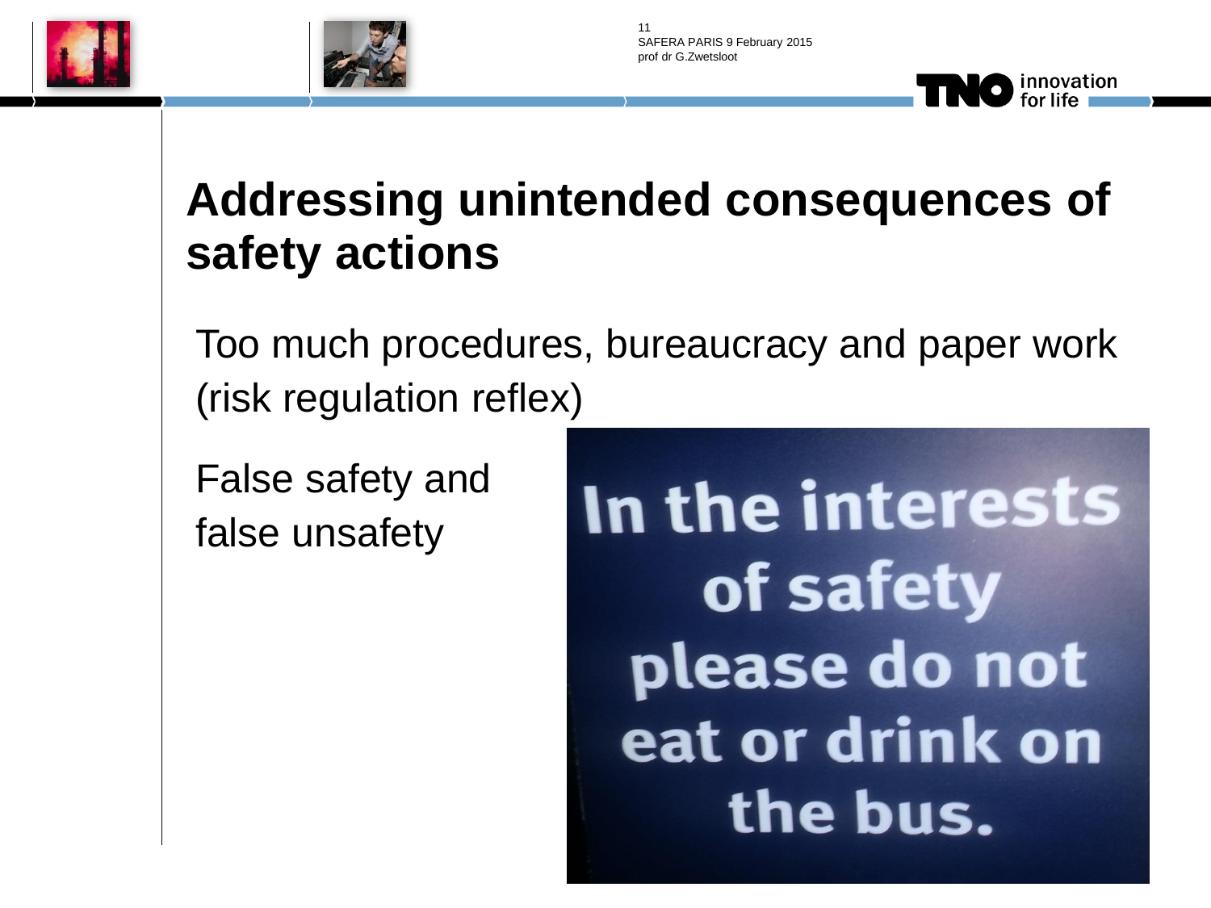# Addressing unintended consequences of safety actions

Too much procedures, bureaucracy and paper work (risk regulation reflex)

False safety and false unsafety

In the interests of safety please do not eat or drink on the bus.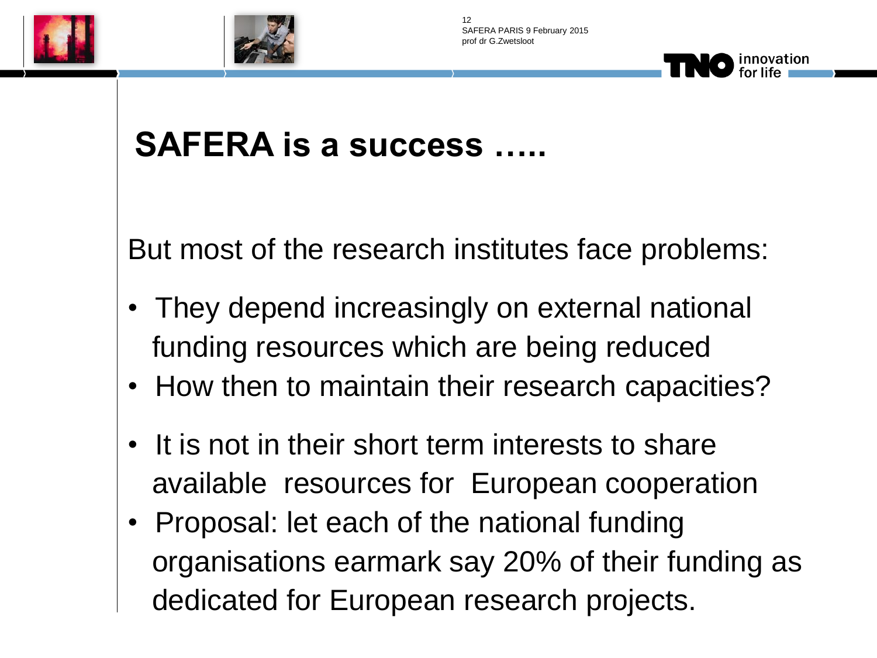# SAFERA is a success …..

But most of the research institutes face problems:

- They depend increasingly on external national funding resources which are being reduced
- How then to maintain their research capacities?
- It is not in their short term interests to share available resources for European cooperation
- Proposal: let each of the national funding organisations earmark say 20% of their funding as dedicated for European research projects.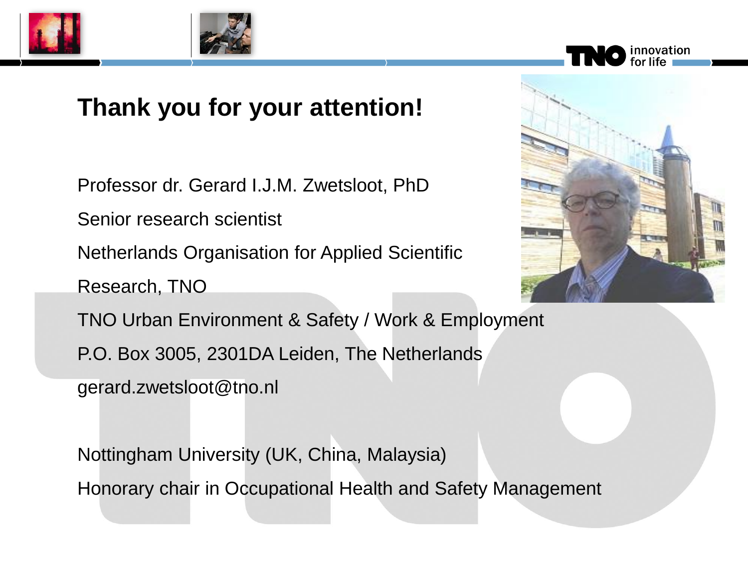# Thank you for your attention!

Professor dr. Gerard I.J.M. Zwetsloot, PhD

Senior research scientist

Netherlands Organisation for Applied Scientific Research, TNO

TNO Urban Environment & Safety / Work & Employment

P.O. Box 3005, 2301DA Leiden, The Netherlands

gerard.zwetsloot@tno.nl

Nottingham University (UK, China, Malaysia)

Honorary chair in Occupational Health and Safety Management